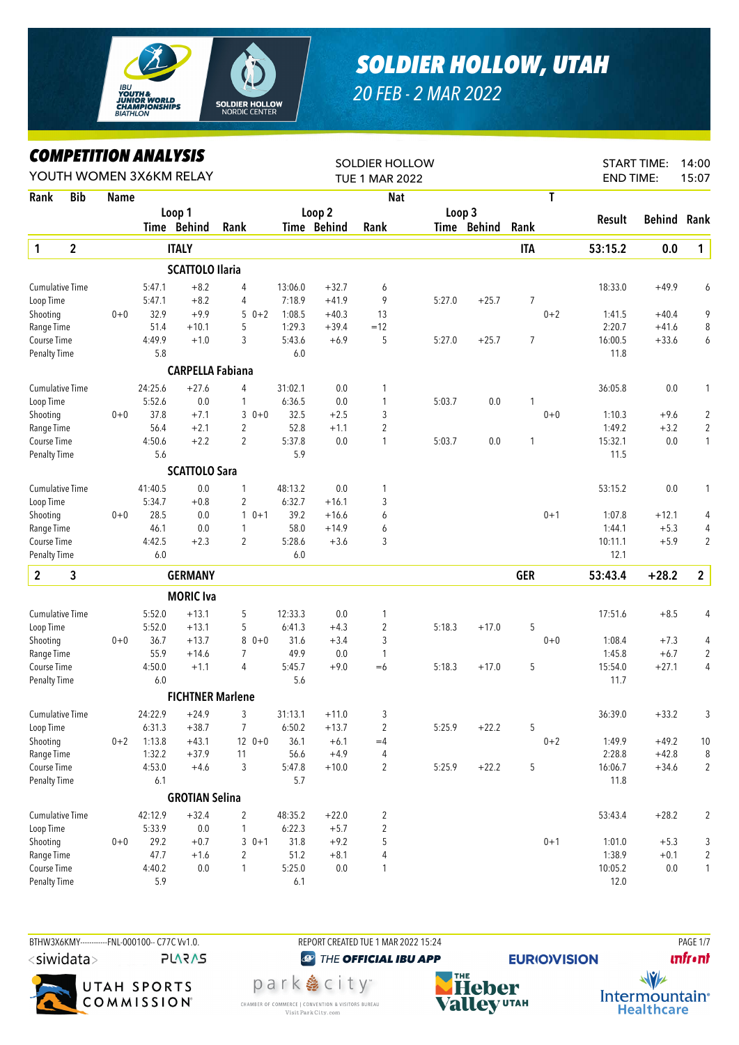# SOLDIER HOLLOW, UTAH

*20 FEB - 2 MAR 2022*

## COMPETITION ANALYSIS

YOUTH WOMEN 3X6KM RELAY

SOLDIER HOLLOW
TUE 1 MAR 2022

START TIME: 14:00
END TIME: 15:07

| Rank | Bib | Name | | Loop 1 Time | Loop 1 Behind | Loop 1 Rank | | Loop 2 Time | Loop 2 Behind | Loop 2 Rank | Loop 3 Time | Loop 3 Behind | Loop 3 Rank | Nat / T | Result | Behind | Rank |
|---|---|---|---|---|---|---|---|---|---|---|---|---|---|---|---|---|---|
| **1** | **2** | **ITALY** | | | | | | | | | | | | **ITA** | **53:15.2** | **0.0** | **1** |
| | | **SCATTOLO Ilaria** | | | | | | | | | | | | | | | |
| | | Cumulative Time | | 5:47.1 | +8.2 | 4 | | 13:06.0 | +32.7 | 6 | | | | | 18:33.0 | +49.9 | 6 |
| | | Loop Time | | 5:47.1 | +8.2 | 4 | | 7:18.9 | +41.9 | 9 | 5:27.0 | +25.7 | 7 | | | | |
| | | Shooting | 0+0 | 32.9 | +9.9 | 5 | 0+2 | 1:08.5 | +40.3 | 13 | | | | 0+2 | 1:41.5 | +40.4 | 9 |
| | | Range Time | | 51.4 | +10.1 | 5 | | 1:29.3 | +39.4 | =12 | | | | | 2:20.7 | +41.6 | 8 |
| | | Course Time | | 4:49.9 | +1.0 | 3 | | 5:43.6 | +6.9 | 5 | 5:27.0 | +25.7 | 7 | | 16:00.5 | +33.6 | 6 |
| | | Penalty Time | | 5.8 | | | | 6.0 | | | | | | | 11.8 | | |
| | | **CARPELLA Fabiana** | | | | | | | | | | | | | | | |
| | | Cumulative Time | | 24:25.6 | +27.6 | 4 | | 31:02.1 | 0.0 | 1 | | | | | 36:05.8 | 0.0 | 1 |
| | | Loop Time | | 5:52.6 | 0.0 | 1 | | 6:36.5 | 0.0 | 1 | 5:03.7 | 0.0 | 1 | | | | |
| | | Shooting | 0+0 | 37.8 | +7.1 | 3 | 0+0 | 32.5 | +2.5 | 3 | | | | 0+0 | 1:10.3 | +9.6 | 2 |
| | | Range Time | | 56.4 | +2.1 | 2 | | 52.8 | +1.1 | 2 | | | | | 1:49.2 | +3.2 | 2 |
| | | Course Time | | 4:50.6 | +2.2 | 2 | | 5:37.8 | 0.0 | 1 | 5:03.7 | 0.0 | 1 | | 15:32.1 | 0.0 | 1 |
| | | Penalty Time | | 5.6 | | | | 5.9 | | | | | | | 11.5 | | |
| | | **SCATTOLO Sara** | | | | | | | | | | | | | | | |
| | | Cumulative Time | | 41:40.5 | 0.0 | 1 | | 48:13.2 | 0.0 | 1 | | | | | 53:15.2 | 0.0 | 1 |
| | | Loop Time | | 5:34.7 | +0.8 | 2 | | 6:32.7 | +16.1 | 3 | | | | | | | |
| | | Shooting | 0+0 | 28.5 | 0.0 | 1 | 0+1 | 39.2 | +16.6 | 6 | | | | 0+1 | 1:07.8 | +12.1 | 4 |
| | | Range Time | | 46.1 | 0.0 | 1 | | 58.0 | +14.9 | 6 | | | | | 1:44.1 | +5.3 | 4 |
| | | Course Time | | 4:42.5 | +2.3 | 2 | | 5:28.6 | +3.6 | 3 | | | | | 10:11.1 | +5.9 | 2 |
| | | Penalty Time | | 6.0 | | | | 6.0 | | | | | | | 12.1 | | |
| **2** | **3** | **GERMANY** | | | | | | | | | | | | **GER** | **53:43.4** | **+28.2** | **2** |
| | | **MORIC Iva** | | | | | | | | | | | | | | | |
| | | Cumulative Time | | 5:52.0 | +13.1 | 5 | | 12:33.3 | 0.0 | 1 | | | | | 17:51.6 | +8.5 | 4 |
| | | Loop Time | | 5:52.0 | +13.1 | 5 | | 6:41.3 | +4.3 | 2 | 5:18.3 | +17.0 | 5 | | | | |
| | | Shooting | 0+0 | 36.7 | +13.7 | 8 | 0+0 | 31.6 | +3.4 | 3 | | | | 0+0 | 1:08.4 | +7.3 | 4 |
| | | Range Time | | 55.9 | +14.6 | 7 | | 49.9 | 0.0 | 1 | | | | | 1:45.8 | +6.7 | 2 |
| | | Course Time | | 4:50.0 | +1.1 | 4 | | 5:45.7 | +9.0 | =6 | 5:18.3 | +17.0 | 5 | | 15:54.0 | +27.1 | 4 |
| | | Penalty Time | | 6.0 | | | | 5.6 | | | | | | | 11.7 | | |
| | | **FICHTNER Marlene** | | | | | | | | | | | | | | | |
| | | Cumulative Time | | 24:22.9 | +24.9 | 3 | | 31:13.1 | +11.0 | 3 | | | | | 36:39.0 | +33.2 | 3 |
| | | Loop Time | | 6:31.3 | +38.7 | 7 | | 6:50.2 | +13.7 | 2 | 5:25.9 | +22.2 | 5 | | | | |
| | | Shooting | 0+2 | 1:13.8 | +43.1 | 12 | 0+0 | 36.1 | +6.1 | =4 | | | | 0+2 | 1:49.9 | +49.2 | 10 |
| | | Range Time | | 1:32.2 | +37.9 | 11 | | 56.6 | +4.9 | 4 | | | | | 2:28.8 | +42.8 | 8 |
| | | Course Time | | 4:53.0 | +4.6 | 3 | | 5:47.8 | +10.0 | 2 | 5:25.9 | +22.2 | 5 | | 16:06.7 | +34.6 | 2 |
| | | Penalty Time | | 6.1 | | | | 5.7 | | | | | | | 11.8 | | |
| | | **GROTIAN Selina** | | | | | | | | | | | | | | | |
| | | Cumulative Time | | 42:12.9 | +32.4 | 2 | | 48:35.2 | +22.0 | 2 | | | | | 53:43.4 | +28.2 | 2 |
| | | Loop Time | | 5:33.9 | 0.0 | 1 | | 6:22.3 | +5.7 | 2 | | | | | | | |
| | | Shooting | 0+0 | 29.2 | +0.7 | 3 | 0+1 | 31.8 | +9.2 | 5 | | | | 0+1 | 1:01.0 | +5.3 | 3 |
| | | Range Time | | 47.7 | +1.6 | 2 | | 51.2 | +8.1 | 4 | | | | | 1:38.9 | +0.1 | 2 |
| | | Course Time | | 4:40.2 | 0.0 | 1 | | 5:25.0 | 0.0 | 1 | | | | | 10:05.2 | 0.0 | 1 |
| | | Penalty Time | | 5.9 | | | | 6.1 | | | | | | | 12.0 | | |

BTHW3X6KMY-----------FNL-000100-- C77C Vv1.0.    REPORT CREATED TUE 1 MAR 2022 15:24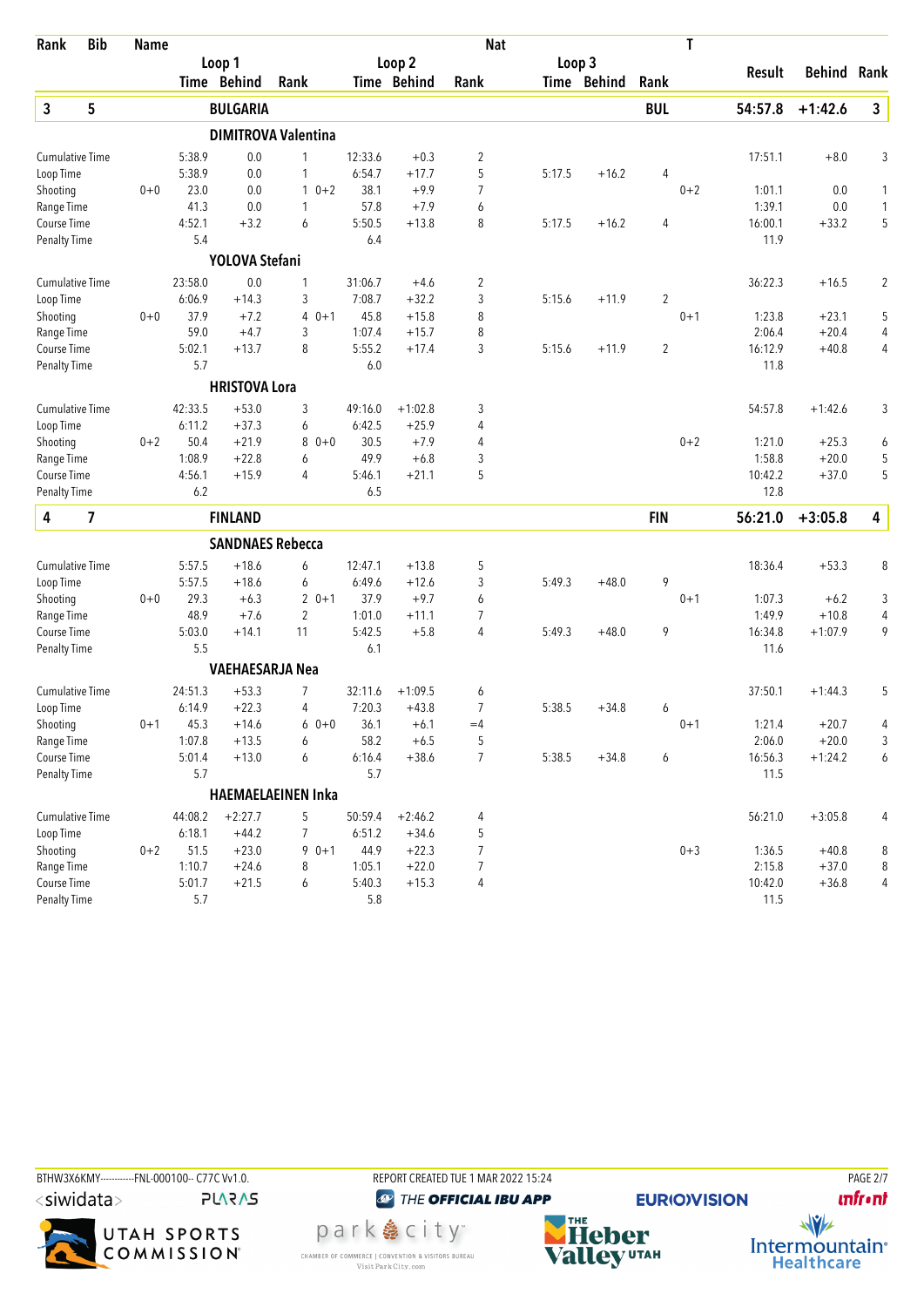| Rank | Bib | Name | Loop 1 Time | Loop 1 Behind | Loop 1 Rank | Loop 2 Time | Loop 2 Behind | Loop 2 Rank | Loop 3 Time | Loop 3 Behind | Loop 3 Rank | T | Result | Behind | Rank |
|---|---|---|---|---|---|---|---|---|---|---|---|---|---|---|---|
| **3** | **5** | **BULGARIA** | | | | | | | | | **BUL** | | **54:57.8** | **+1:42.6** | **3** |
| | | **DIMITROVA Valentina** | | | | | | | | | | | | | |
| | | Cumulative Time | 5:38.9 | 0.0 | 1 | 12:33.6 | +0.3 | 2 | | | | | 17:51.1 | +8.0 | 3 |
| | | Loop Time | 5:38.9 | 0.0 | 1 | 6:54.7 | +17.7 | 5 | 5:17.5 | +16.2 | 4 | | | | |
| | | Shooting | 0+0 23.0 | 0.0 | 1 | 0+2 38.1 | +9.9 | 7 | | | | 0+2 | 1:01.1 | 0.0 | 1 |
| | | Range Time | 41.3 | 0.0 | 1 | 57.8 | +7.9 | 6 | | | | | 1:39.1 | 0.0 | 1 |
| | | Course Time | 4:52.1 | +3.2 | 6 | 5:50.5 | +13.8 | 8 | 5:17.5 | +16.2 | 4 | | 16:00.1 | +33.2 | 5 |
| | | Penalty Time | 5.4 | | | 6.4 | | | | | | | 11.9 | | |
| | | **YOLOVA Stefani** | | | | | | | | | | | | | |
| | | Cumulative Time | 23:58.0 | 0.0 | 1 | 31:06.7 | +4.6 | 2 | | | | | 36:22.3 | +16.5 | 2 |
| | | Loop Time | 6:06.9 | +14.3 | 3 | 7:08.7 | +32.2 | 3 | 5:15.6 | +11.9 | 2 | | | | |
| | | Shooting | 0+0 37.9 | +7.2 | 4 | 0+1 45.8 | +15.8 | 8 | | | | 0+1 | 1:23.8 | +23.1 | 5 |
| | | Range Time | 59.0 | +4.7 | 3 | 1:07.4 | +15.7 | 8 | | | | | 2:06.4 | +20.4 | 4 |
| | | Course Time | 5:02.1 | +13.7 | 8 | 5:55.2 | +17.4 | 3 | 5:15.6 | +11.9 | 2 | | 16:12.9 | +40.8 | 4 |
| | | Penalty Time | 5.7 | | | 6.0 | | | | | | | 11.8 | | |
| | | **HRISTOVA Lora** | | | | | | | | | | | | | |
| | | Cumulative Time | 42:33.5 | +53.0 | 3 | 49:16.0 | +1:02.8 | 3 | | | | | 54:57.8 | +1:42.6 | 3 |
| | | Loop Time | 6:11.2 | +37.3 | 6 | 6:42.5 | +25.9 | 4 | | | | | | | |
| | | Shooting | 0+2 50.4 | +21.9 | 8 | 0+0 30.5 | +7.9 | 4 | | | | 0+2 | 1:21.0 | +25.3 | 6 |
| | | Range Time | 1:08.9 | +22.8 | 6 | 49.9 | +6.8 | 3 | | | | | 1:58.8 | +20.0 | 5 |
| | | Course Time | 4:56.1 | +15.9 | 4 | 5:46.1 | +21.1 | 5 | | | | | 10:42.2 | +37.0 | 5 |
| | | Penalty Time | 6.2 | | | 6.5 | | | | | | | 12.8 | | |
| **4** | **7** | **FINLAND** | | | | | | | | | **FIN** | | **56:21.0** | **+3:05.8** | **4** |
| | | **SANDNAES Rebecca** | | | | | | | | | | | | | |
| | | Cumulative Time | 5:57.5 | +18.6 | 6 | 12:47.1 | +13.8 | 5 | | | | | 18:36.4 | +53.3 | 8 |
| | | Loop Time | 5:57.5 | +18.6 | 6 | 6:49.6 | +12.6 | 3 | 5:49.3 | +48.0 | 9 | | | | |
| | | Shooting | 0+0 29.3 | +6.3 | 2 | 0+1 37.9 | +9.7 | 6 | | | | 0+1 | 1:07.3 | +6.2 | 3 |
| | | Range Time | 48.9 | +7.6 | 2 | 1:01.0 | +11.1 | 7 | | | | | 1:49.9 | +10.8 | 4 |
| | | Course Time | 5:03.0 | +14.1 | 11 | 5:42.5 | +5.8 | 4 | 5:49.3 | +48.0 | 9 | | 16:34.8 | +1:07.9 | 9 |
| | | Penalty Time | 5.5 | | | 6.1 | | | | | | | 11.6 | | |
| | | **VAEHAESARJA Nea** | | | | | | | | | | | | | |
| | | Cumulative Time | 24:51.3 | +53.3 | 7 | 32:11.6 | +1:09.5 | 6 | | | | | 37:50.1 | +1:44.3 | 5 |
| | | Loop Time | 6:14.9 | +22.3 | 4 | 7:20.3 | +43.8 | 7 | 5:38.5 | +34.8 | 6 | | | | |
| | | Shooting | 0+1 45.3 | +14.6 | 6 | 0+0 36.1 | +6.1 | =4 | | | | 0+1 | 1:21.4 | +20.7 | 4 |
| | | Range Time | 1:07.8 | +13.5 | 6 | 58.2 | +6.5 | 5 | | | | | 2:06.0 | +20.0 | 3 |
| | | Course Time | 5:01.4 | +13.0 | 6 | 6:16.4 | +38.6 | 7 | 5:38.5 | +34.8 | 6 | | 16:56.3 | +1:24.2 | 6 |
| | | Penalty Time | 5.7 | | | 5.7 | | | | | | | 11.5 | | |
| | | **HAEMAELAEINEN Inka** | | | | | | | | | | | | | |
| | | Cumulative Time | 44:08.2 | +2:27.7 | 5 | 50:59.4 | +2:46.2 | 4 | | | | | 56:21.0 | +3:05.8 | 4 |
| | | Loop Time | 6:18.1 | +44.2 | 7 | 6:51.2 | +34.6 | 5 | | | | | | | |
| | | Shooting | 0+2 51.5 | +23.0 | 9 | 0+1 44.9 | +22.3 | 7 | | | | 0+3 | 1:36.5 | +40.8 | 8 |
| | | Range Time | 1:10.7 | +24.6 | 8 | 1:05.1 | +22.0 | 7 | | | | | 2:15.8 | +37.0 | 8 |
| | | Course Time | 5:01.7 | +21.5 | 6 | 5:40.3 | +15.3 | 4 | | | | | 10:42.0 | +36.8 | 4 |
| | | Penalty Time | 5.7 | | | 5.8 | | | | | | | 11.5 | | |

BTHW3X6KMY-----------FNL-000100-- C77C Vv1.0. REPORT CREATED TUE 1 MAR 2022 15:24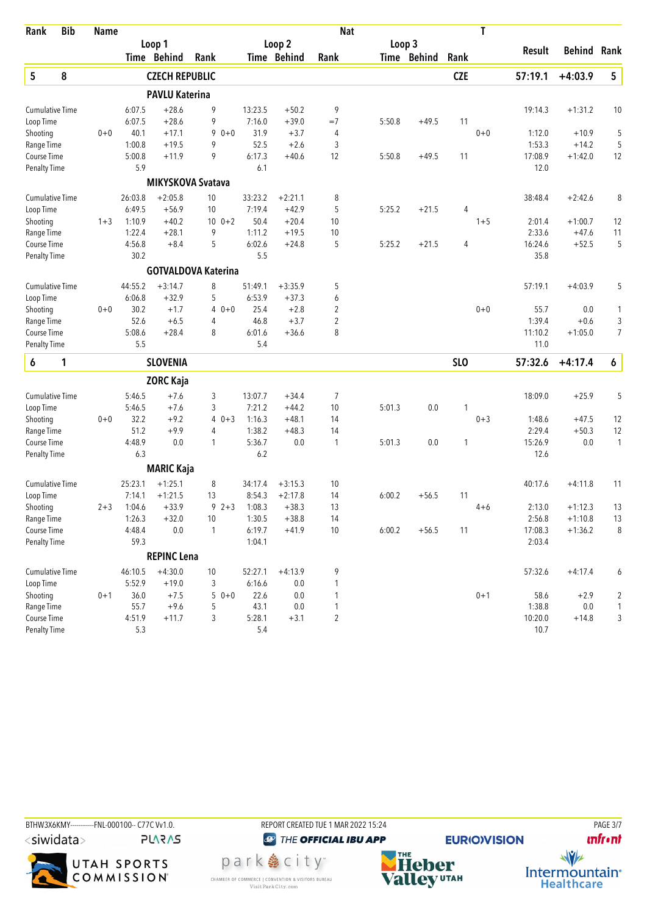| Rank | Bib | Name | Loop 1 Time | Loop 1 Behind | Loop 1 Rank | Loop 2 Time | Loop 2 Behind | Loop 2 Rank | Loop 3 Time | Loop 3 Behind | Loop 3 Rank | T | Result | Behind | Rank |
|---|---|---|---|---|---|---|---|---|---|---|---|---|---|---|---|
| **5** | **8** | **CZECH REPUBLIC** | | | | | | | | | **CZE** | | **57:19.1** | **+4:03.9** | **5** |
| | | **PAVLU Katerina** | | | | | | | | | | | | | |
| Cumulative Time | | | 6:07.5 | +28.6 | 9 | 13:23.5 | +50.2 | 9 | | | | | 19:14.3 | +1:31.2 | 10 |
| Loop Time | | | 6:07.5 | +28.6 | 9 | 7:16.0 | +39.0 | =7 | 5:50.8 | +49.5 | 11 | | | | |
| Shooting | | 0+0 | 40.1 | +17.1 | 9 0+0 | 31.9 | +3.7 | 4 | | | | 0+0 | 1:12.0 | +10.9 | 5 |
| Range Time | | | 1:00.8 | +19.5 | 9 | 52.5 | +2.6 | 3 | | | | | 1:53.3 | +14.2 | 5 |
| Course Time | | | 5:00.8 | +11.9 | 9 | 6:17.3 | +40.6 | 12 | 5:50.8 | +49.5 | 11 | | 17:08.9 | +1:42.0 | 12 |
| Penalty Time | | | 5.9 | | | 6.1 | | | | | | | 12.0 | | |
| | | **MIKYSKOVA Svatava** | | | | | | | | | | | | | |
| Cumulative Time | | | 26:03.8 | +2:05.8 | 10 | 33:23.2 | +2:21.1 | 8 | | | | | 38:48.4 | +2:42.6 | 8 |
| Loop Time | | | 6:49.5 | +56.9 | 10 | 7:19.4 | +42.9 | 5 | 5:25.2 | +21.5 | 4 | | | | |
| Shooting | | 1+3 | 1:10.9 | +40.2 | 10 0+2 | 50.4 | +20.4 | 10 | | | | 1+5 | 2:01.4 | +1:00.7 | 12 |
| Range Time | | | 1:22.4 | +28.1 | 9 | 1:11.2 | +19.5 | 10 | | | | | 2:33.6 | +47.6 | 11 |
| Course Time | | | 4:56.8 | +8.4 | 5 | 6:02.6 | +24.8 | 5 | 5:25.2 | +21.5 | 4 | | 16:24.6 | +52.5 | 5 |
| Penalty Time | | | 30.2 | | | 5.5 | | | | | | | 35.8 | | |
| | | **GOTVALDOVA Katerina** | | | | | | | | | | | | | |
| Cumulative Time | | | 44:55.2 | +3:14.7 | 8 | 51:49.1 | +3:35.9 | 5 | | | | | 57:19.1 | +4:03.9 | 5 |
| Loop Time | | | 6:06.8 | +32.9 | 5 | 6:53.9 | +37.3 | 6 | | | | | | | |
| Shooting | | 0+0 | 30.2 | +1.7 | 4 0+0 | 25.4 | +2.8 | 2 | | | | 0+0 | 55.7 | 0.0 | 1 |
| Range Time | | | 52.6 | +6.5 | 4 | 46.8 | +3.7 | 2 | | | | | 1:39.4 | +0.6 | 3 |
| Course Time | | | 5:08.6 | +28.4 | 8 | 6:01.6 | +36.6 | 8 | | | | | 11:10.2 | +1:05.0 | 7 |
| Penalty Time | | | 5.5 | | | 5.4 | | | | | | | 11.0 | | |
| **6** | **1** | **SLOVENIA** | | | | | | | | | **SLO** | | **57:32.6** | **+4:17.4** | **6** |
| | | **ZORC Kaja** | | | | | | | | | | | | | |
| Cumulative Time | | | 5:46.5 | +7.6 | 3 | 13:07.7 | +34.4 | 7 | | | | | 18:09.0 | +25.9 | 5 |
| Loop Time | | | 5:46.5 | +7.6 | 3 | 7:21.2 | +44.2 | 10 | 5:01.3 | 0.0 | 1 | | | | |
| Shooting | | 0+0 | 32.2 | +9.2 | 4 0+3 | 1:16.3 | +48.1 | 14 | | | | 0+3 | 1:48.6 | +47.5 | 12 |
| Range Time | | | 51.2 | +9.9 | 4 | 1:38.2 | +48.3 | 14 | | | | | 2:29.4 | +50.3 | 12 |
| Course Time | | | 4:48.9 | 0.0 | 1 | 5:36.7 | 0.0 | 1 | 5:01.3 | 0.0 | 1 | | 15:26.9 | 0.0 | 1 |
| Penalty Time | | | 6.3 | | | 6.2 | | | | | | | 12.6 | | |
| | | **MARIC Kaja** | | | | | | | | | | | | | |
| Cumulative Time | | | 25:23.1 | +1:25.1 | 8 | 34:17.4 | +3:15.3 | 10 | | | | | 40:17.6 | +4:11.8 | 11 |
| Loop Time | | | 7:14.1 | +1:21.5 | 13 | 8:54.3 | +2:17.8 | 14 | 6:00.2 | +56.5 | 11 | | | | |
| Shooting | | 2+3 | 1:04.6 | +33.9 | 9 2+3 | 1:08.3 | +38.3 | 13 | | | | 4+6 | 2:13.0 | +1:12.3 | 13 |
| Range Time | | | 1:26.3 | +32.0 | 10 | 1:30.5 | +38.8 | 14 | | | | | 2:56.8 | +1:10.8 | 13 |
| Course Time | | | 4:48.4 | 0.0 | 1 | 6:19.7 | +41.9 | 10 | 6:00.2 | +56.5 | 11 | | 17:08.3 | +1:36.2 | 8 |
| Penalty Time | | | 59.3 | | | 1:04.1 | | | | | | | 2:03.4 | | |
| | | **REPINC Lena** | | | | | | | | | | | | | |
| Cumulative Time | | | 46:10.5 | +4:30.0 | 10 | 52:27.1 | +4:13.9 | 9 | | | | | 57:32.6 | +4:17.4 | 6 |
| Loop Time | | | 5:52.9 | +19.0 | 3 | 6:16.6 | 0.0 | 1 | | | | | | | |
| Shooting | | 0+1 | 36.0 | +7.5 | 5 0+0 | 22.6 | 0.0 | 1 | | | | 0+1 | 58.6 | +2.9 | 2 |
| Range Time | | | 55.7 | +9.6 | 5 | 43.1 | 0.0 | 1 | | | | | 1:38.8 | 0.0 | 1 |
| Course Time | | | 4:51.9 | +11.7 | 3 | 5:28.1 | +3.1 | 2 | | | | | 10:20.0 | +14.8 | 3 |
| Penalty Time | | | 5.3 | | | 5.4 | | | | | | | 10.7 | | |

BTHW3X6KMY-----------FNL-000100-- C77C Vv1.0. REPORT CREATED TUE 1 MAR 2022 15:24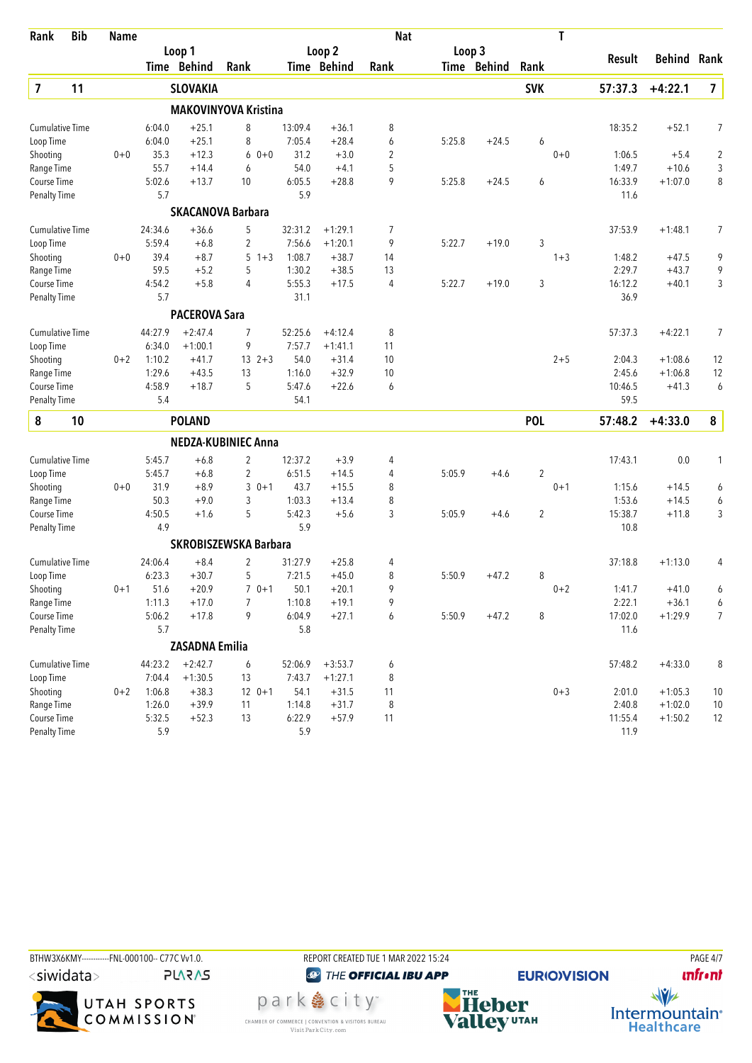| Rank | Bib | Name | Loop 1 Time | Loop 1 Behind | Loop 1 Rank | Loop 2 Time | Loop 2 Behind | Loop 2 Rank | Loop 3 Time | Loop 3 Behind | Loop 3 Rank | T | Result | Behind | Rank |
|---|---|---|---|---|---|---|---|---|---|---|---|---|---|---|---|
| **7** | **11** | **SLOVAKIA** | | | | | | | | | **SVK** | | **57:37.3** | **+4:22.1** | **7** |
| | | **MAKOVINYOVA Kristina** | | | | | | | | | | | | | |
| Cumulative Time | | | 6:04.0 | +25.1 | 8 | 13:09.4 | +36.1 | 8 | | | | | 18:35.2 | +52.1 | 7 |
| Loop Time | | | 6:04.0 | +25.1 | 8 | 7:05.4 | +28.4 | 6 | 5:25.8 | +24.5 | 6 | | | | |
| Shooting | | 0+0 | 35.3 | +12.3 | 6 | 0+0 31.2 | +3.0 | 2 | | | | 0+0 | 1:06.5 | +5.4 | 2 |
| Range Time | | | 55.7 | +14.4 | 6 | 54.0 | +4.1 | 5 | | | | | 1:49.7 | +10.6 | 3 |
| Course Time | | | 5:02.6 | +13.7 | 10 | 6:05.5 | +28.8 | 9 | 5:25.8 | +24.5 | 6 | | 16:33.9 | +1:07.0 | 8 |
| Penalty Time | | | 5.7 | | | 5.9 | | | | | | | 11.6 | | |
| | | **SKACANOVA Barbara** | | | | | | | | | | | | | |
| Cumulative Time | | | 24:34.6 | +36.6 | 5 | 32:31.2 | +1:29.1 | 7 | | | | | 37:53.9 | +1:48.1 | 7 |
| Loop Time | | | 5:59.4 | +6.8 | 2 | 7:56.6 | +1:20.1 | 9 | 5:22.7 | +19.0 | 3 | | | | |
| Shooting | | 0+0 | 39.4 | +8.7 | 5 | 1+3 1:08.7 | +38.7 | 14 | | | | 1+3 | 1:48.2 | +47.5 | 9 |
| Range Time | | | 59.5 | +5.2 | 5 | 1:30.2 | +38.5 | 13 | | | | | 2:29.7 | +43.7 | 9 |
| Course Time | | | 4:54.2 | +5.8 | 4 | 5:55.3 | +17.5 | 4 | 5:22.7 | +19.0 | 3 | | 16:12.2 | +40.1 | 3 |
| Penalty Time | | | 5.7 | | | 31.1 | | | | | | | 36.9 | | |
| | | **PACEROVA Sara** | | | | | | | | | | | | | |
| Cumulative Time | | | 44:27.9 | +2:47.4 | 7 | 52:25.6 | +4:12.4 | 8 | | | | | 57:37.3 | +4:22.1 | 7 |
| Loop Time | | | 6:34.0 | +1:00.1 | 9 | 7:57.7 | +1:41.1 | 11 | | | | | | | |
| Shooting | | 0+2 | 1:10.2 | +41.7 | 13 | 2+3 54.0 | +31.4 | 10 | | | | 2+5 | 2:04.3 | +1:08.6 | 12 |
| Range Time | | | 1:29.6 | +43.5 | 13 | 1:16.0 | +32.9 | 10 | | | | | 2:45.6 | +1:06.8 | 12 |
| Course Time | | | 4:58.9 | +18.7 | 5 | 5:47.6 | +22.6 | 6 | | | | | 10:46.5 | +41.3 | 6 |
| Penalty Time | | | 5.4 | | | 54.1 | | | | | | | 59.5 | | |
| **8** | **10** | **POLAND** | | | | | | | | | **POL** | | **57:48.2** | **+4:33.0** | **8** |
| | | **NEDZA-KUBINIEC Anna** | | | | | | | | | | | | | |
| Cumulative Time | | | 5:45.7 | +6.8 | 2 | 12:37.2 | +3.9 | 4 | | | | | 17:43.1 | 0.0 | 1 |
| Loop Time | | | 5:45.7 | +6.8 | 2 | 6:51.5 | +14.5 | 4 | 5:05.9 | +4.6 | 2 | | | | |
| Shooting | | 0+0 | 31.9 | +8.9 | 3 | 0+1 43.7 | +15.5 | 8 | | | | 0+1 | 1:15.6 | +14.5 | 6 |
| Range Time | | | 50.3 | +9.0 | 3 | 1:03.3 | +13.4 | 8 | | | | | 1:53.6 | +14.5 | 6 |
| Course Time | | | 4:50.5 | +1.6 | 5 | 5:42.3 | +5.6 | 3 | 5:05.9 | +4.6 | 2 | | 15:38.7 | +11.8 | 3 |
| Penalty Time | | | 4.9 | | | 5.9 | | | | | | | 10.8 | | |
| | | **SKROBISZEWSKA Barbara** | | | | | | | | | | | | | |
| Cumulative Time | | | 24:06.4 | +8.4 | 2 | 31:27.9 | +25.8 | 4 | | | | | 37:18.8 | +1:13.0 | 4 |
| Loop Time | | | 6:23.3 | +30.7 | 5 | 7:21.5 | +45.0 | 8 | 5:50.9 | +47.2 | 8 | | | | |
| Shooting | | 0+1 | 51.6 | +20.9 | 7 | 0+1 50.1 | +20.1 | 9 | | | | 0+2 | 1:41.7 | +41.0 | 6 |
| Range Time | | | 1:11.3 | +17.0 | 7 | 1:10.8 | +19.1 | 9 | | | | | 2:22.1 | +36.1 | 6 |
| Course Time | | | 5:06.2 | +17.8 | 9 | 6:04.9 | +27.1 | 6 | 5:50.9 | +47.2 | 8 | | 17:02.0 | +1:29.9 | 7 |
| Penalty Time | | | 5.7 | | | 5.8 | | | | | | | 11.6 | | |
| | | **ZASADNA Emilia** | | | | | | | | | | | | | |
| Cumulative Time | | | 44:23.2 | +2:42.7 | 6 | 52:06.9 | +3:53.7 | 6 | | | | | 57:48.2 | +4:33.0 | 8 |
| Loop Time | | | 7:04.4 | +1:30.5 | 13 | 7:43.7 | +1:27.1 | 8 | | | | | | | |
| Shooting | | 0+2 | 1:06.8 | +38.3 | 12 | 0+1 54.1 | +31.5 | 11 | | | | 0+3 | 2:01.0 | +1:05.3 | 10 |
| Range Time | | | 1:26.0 | +39.9 | 11 | 1:14.8 | +31.7 | 8 | | | | | 2:40.8 | +1:02.0 | 10 |
| Course Time | | | 5:32.5 | +52.3 | 13 | 6:22.9 | +57.9 | 11 | | | | | 11:55.4 | +1:50.2 | 12 |
| Penalty Time | | | 5.9 | | | 5.9 | | | | | | | 11.9 | | |

BTHW3X6KMY-----------FNL-000100-- C77C Vv1.0. REPORT CREATED TUE 1 MAR 2022 15:24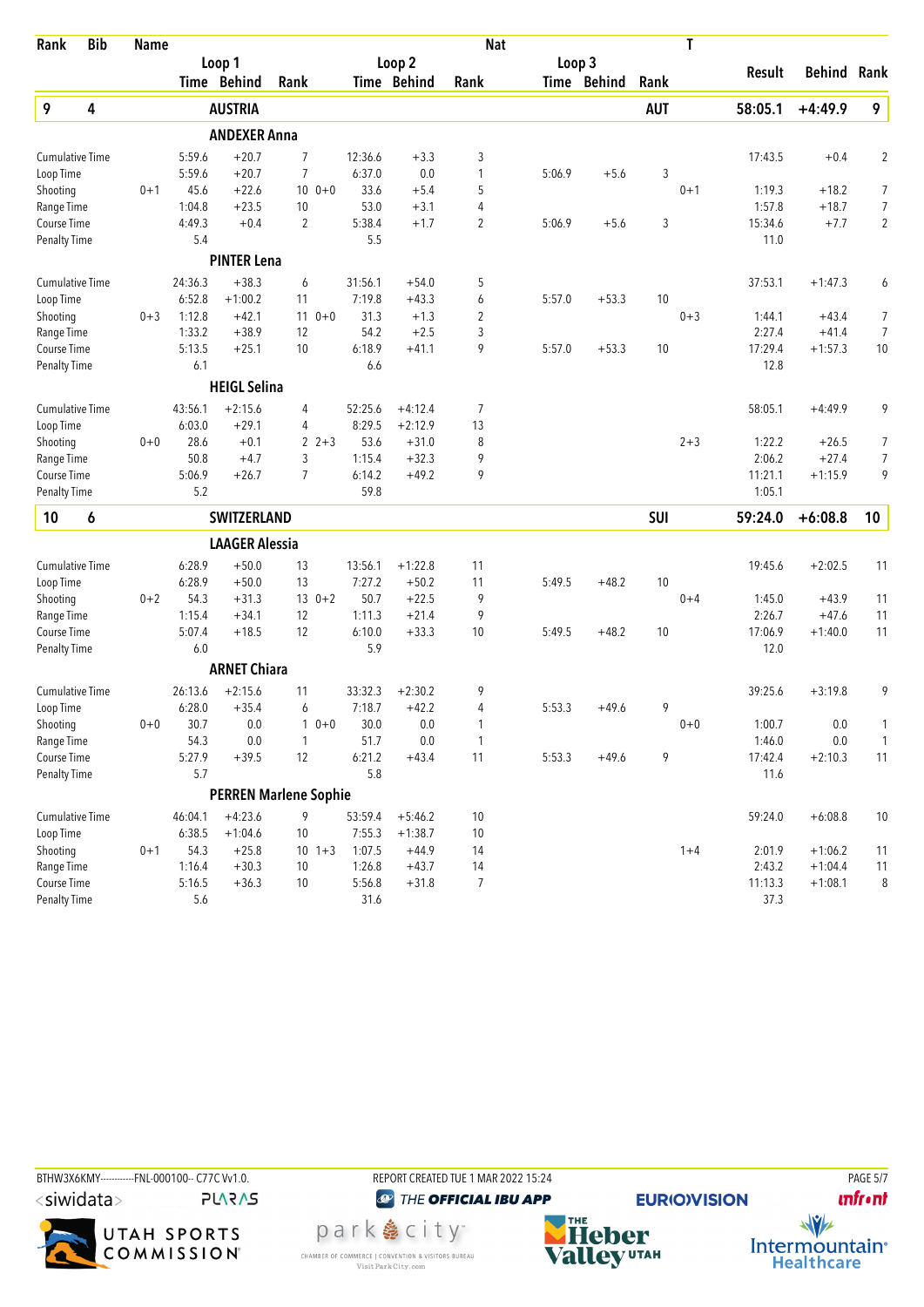| Rank | Bib | Name | Loop 1 Time | Loop 1 Behind | Loop 1 Rank | | Loop 2 Time | Loop 2 Behind | Loop 2 Rank | Loop 3 Time | Loop 3 Behind | Loop 3 Rank | T | Result | Behind | Rank |
|---|---|---|---|---|---|---|---|---|---|---|---|---|---|---|---|---|
| 9 | 4 | AUSTRIA | | | | | | | | | | AUT | | 58:05.1 | +4:49.9 | 9 |
| | | **ANDEXER Anna** | | | | | | | | | | | | | | |
| Cumulative Time | | | 5:59.6 | +20.7 | 7 | | 12:36.6 | +3.3 | 3 | | | | | 17:43.5 | +0.4 | 2 |
| Loop Time | | | 5:59.6 | +20.7 | 7 | | 6:37.0 | 0.0 | 1 | 5:06.9 | +5.6 | 3 | | | | |
| Shooting | | 0+1 | 45.6 | +22.6 | 10 | 0+0 | 33.6 | +5.4 | 5 | | | | 0+1 | 1:19.3 | +18.2 | 7 |
| Range Time | | | 1:04.8 | +23.5 | 10 | | 53.0 | +3.1 | 4 | | | | | 1:57.8 | +18.7 | 7 |
| Course Time | | | 4:49.3 | +0.4 | 2 | | 5:38.4 | +1.7 | 2 | 5:06.9 | +5.6 | 3 | | 15:34.6 | +7.7 | 2 |
| Penalty Time | | | 5.4 | | | | 5.5 | | | | | | | 11.0 | | |
| | | **PINTER Lena** | | | | | | | | | | | | | | |
| Cumulative Time | | | 24:36.3 | +38.3 | 6 | | 31:56.1 | +54.0 | 5 | | | | | 37:53.1 | +1:47.3 | 6 |
| Loop Time | | | 6:52.8 | +1:00.2 | 11 | | 7:19.8 | +43.3 | 6 | 5:57.0 | +53.3 | 10 | | | | |
| Shooting | | 0+3 | 1:12.8 | +42.1 | 11 | 0+0 | 31.3 | +1.3 | 2 | | | | 0+3 | 1:44.1 | +43.4 | 7 |
| Range Time | | | 1:33.2 | +38.9 | 12 | | 54.2 | +2.5 | 3 | | | | | 2:27.4 | +41.4 | 7 |
| Course Time | | | 5:13.5 | +25.1 | 10 | | 6:18.9 | +41.1 | 9 | 5:57.0 | +53.3 | 10 | | 17:29.4 | +1:57.3 | 10 |
| Penalty Time | | | 6.1 | | | | 6.6 | | | | | | | 12.8 | | |
| | | **HEIGL Selina** | | | | | | | | | | | | | | |
| Cumulative Time | | | 43:56.1 | +2:15.6 | 4 | | 52:25.6 | +4:12.4 | 7 | | | | | 58:05.1 | +4:49.9 | 9 |
| Loop Time | | | 6:03.0 | +29.1 | 4 | | 8:29.5 | +2:12.9 | 13 | | | | | | | |
| Shooting | | 0+0 | 28.6 | +0.1 | 2 | 2+3 | 53.6 | +31.0 | 8 | | | | 2+3 | 1:22.2 | +26.5 | 7 |
| Range Time | | | 50.8 | +4.7 | 3 | | 1:15.4 | +32.3 | 9 | | | | | 2:06.2 | +27.4 | 7 |
| Course Time | | | 5:06.9 | +26.7 | 7 | | 6:14.2 | +49.2 | 9 | | | | | 11:21.1 | +1:15.9 | 9 |
| Penalty Time | | | 5.2 | | | | 59.8 | | | | | | | 1:05.1 | | |
| 10 | 6 | SWITZERLAND | | | | | | | | | | SUI | | 59:24.0 | +6:08.8 | 10 |
| | | **LAAGER Alessia** | | | | | | | | | | | | | | |
| Cumulative Time | | | 6:28.9 | +50.0 | 13 | | 13:56.1 | +1:22.8 | 11 | | | | | 19:45.6 | +2:02.5 | 11 |
| Loop Time | | | 6:28.9 | +50.0 | 13 | | 7:27.2 | +50.2 | 11 | 5:49.5 | +48.2 | 10 | | | | |
| Shooting | | 0+2 | 54.3 | +31.3 | 13 | 0+2 | 50.7 | +22.5 | 9 | | | | 0+4 | 1:45.0 | +43.9 | 11 |
| Range Time | | | 1:15.4 | +34.1 | 12 | | 1:11.3 | +21.4 | 9 | | | | | 2:26.7 | +47.6 | 11 |
| Course Time | | | 5:07.4 | +18.5 | 12 | | 6:10.0 | +33.3 | 10 | 5:49.5 | +48.2 | 10 | | 17:06.9 | +1:40.0 | 11 |
| Penalty Time | | | 6.0 | | | | 5.9 | | | | | | | 12.0 | | |
| | | **ARNET Chiara** | | | | | | | | | | | | | | |
| Cumulative Time | | | 26:13.6 | +2:15.6 | 11 | | 33:32.3 | +2:30.2 | 9 | | | | | 39:25.6 | +3:19.8 | 9 |
| Loop Time | | | 6:28.0 | +35.4 | 6 | | 7:18.7 | +42.2 | 4 | 5:53.3 | +49.6 | 9 | | | | |
| Shooting | | 0+0 | 30.7 | 0.0 | 1 | 0+0 | 30.0 | 0.0 | 1 | | | | 0+0 | 1:00.7 | 0.0 | 1 |
| Range Time | | | 54.3 | 0.0 | 1 | | 51.7 | 0.0 | 1 | | | | | 1:46.0 | 0.0 | 1 |
| Course Time | | | 5:27.9 | +39.5 | 12 | | 6:21.2 | +43.4 | 11 | 5:53.3 | +49.6 | 9 | | 17:42.4 | +2:10.3 | 11 |
| Penalty Time | | | 5.7 | | | | 5.8 | | | | | | | 11.6 | | |
| | | **PERREN Marlene Sophie** | | | | | | | | | | | | | | |
| Cumulative Time | | | 46:04.1 | +4:23.6 | 9 | | 53:59.4 | +5:46.2 | 10 | | | | | 59:24.0 | +6:08.8 | 10 |
| Loop Time | | | 6:38.5 | +1:04.6 | 10 | | 7:55.3 | +1:38.7 | 10 | | | | | | | |
| Shooting | | 0+1 | 54.3 | +25.8 | 10 | 1+3 | 1:07.5 | +44.9 | 14 | | | | 1+4 | 2:01.9 | +1:06.2 | 11 |
| Range Time | | | 1:16.4 | +30.3 | 10 | | 1:26.8 | +43.7 | 14 | | | | | 2:43.2 | +1:04.4 | 11 |
| Course Time | | | 5:16.5 | +36.3 | 10 | | 5:56.8 | +31.8 | 7 | | | | | 11:13.3 | +1:08.1 | 8 |
| Penalty Time | | | 5.6 | | | | 31.6 | | | | | | | 37.3 | | |

BTHW3X6KMY-----------FNL-000100-- C77C Vv1.0. REPORT CREATED TUE 1 MAR 2022 15:24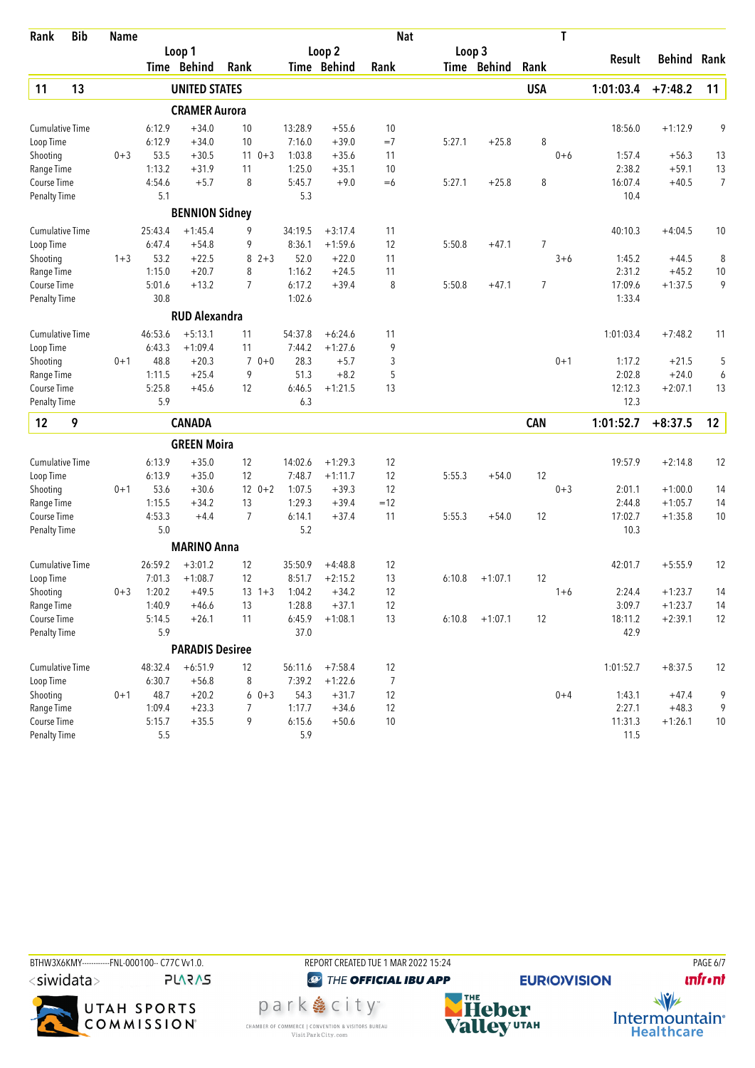| Rank | Bib | Name | | Loop 1 Time | Loop 1 Behind | Loop 1 Rank | | Loop 2 Time | Loop 2 Behind | Loop 2 Rank | Nat | Loop 3 Time | Loop 3 Behind | Loop 3 Rank | T | Result | Behind | Rank |
|---|---|---|---|---|---|---|---|---|---|---|---|---|---|---|---|---|---|---|
| **11** | **13** | **UNITED STATES** | | | | | | | | | **USA** | | | | | **1:01:03.4** | **+7:48.2** | **11** |
| | | **CRAMER Aurora** | | | | | | | | | | | | | | | | |
| | | Cumulative Time | | 6:12.9 | +34.0 | 10 | | 13:28.9 | +55.6 | 10 | | | | | | 18:56.0 | +1:12.9 | 9 |
| | | Loop Time | | 6:12.9 | +34.0 | 10 | | 7:16.0 | +39.0 | =7 | | 5:27.1 | +25.8 | 8 | | | | |
| | | Shooting | 0+3 | 53.5 | +30.5 | 11 | 0+3 | 1:03.8 | +35.6 | 11 | | | | | 0+6 | 1:57.4 | +56.3 | 13 |
| | | Range Time | | 1:13.2 | +31.9 | 11 | | 1:25.0 | +35.1 | 10 | | | | | | 2:38.2 | +59.1 | 13 |
| | | Course Time | | 4:54.6 | +5.7 | 8 | | 5:45.7 | +9.0 | =6 | | 5:27.1 | +25.8 | 8 | | 16:07.4 | +40.5 | 7 |
| | | Penalty Time | | 5.1 | | | | 5.3 | | | | | | | | 10.4 | | |
| | | **BENNION Sidney** | | | | | | | | | | | | | | | | |
| | | Cumulative Time | | 25:43.4 | +1:45.4 | 9 | | 34:19.5 | +3:17.4 | 11 | | | | | | 40:10.3 | +4:04.5 | 10 |
| | | Loop Time | | 6:47.4 | +54.8 | 9 | | 8:36.1 | +1:59.6 | 12 | | 5:50.8 | +47.1 | 7 | | | | |
| | | Shooting | 1+3 | 53.2 | +22.5 | 8 | 2+3 | 52.0 | +22.0 | 11 | | | | | 3+6 | 1:45.2 | +44.5 | 8 |
| | | Range Time | | 1:15.0 | +20.7 | 8 | | 1:16.2 | +24.5 | 11 | | | | | | 2:31.2 | +45.2 | 10 |
| | | Course Time | | 5:01.6 | +13.2 | 7 | | 6:17.2 | +39.4 | 8 | | 5:50.8 | +47.1 | 7 | | 17:09.6 | +1:37.5 | 9 |
| | | Penalty Time | | 30.8 | | | | 1:02.6 | | | | | | | | 1:33.4 | | |
| | | **RUD Alexandra** | | | | | | | | | | | | | | | | |
| | | Cumulative Time | | 46:53.6 | +5:13.1 | 11 | | 54:37.8 | +6:24.6 | 11 | | | | | | 1:01:03.4 | +7:48.2 | 11 |
| | | Loop Time | | 6:43.3 | +1:09.4 | 11 | | 7:44.2 | +1:27.6 | 9 | | | | | | | | |
| | | Shooting | 0+1 | 48.8 | +20.3 | 7 | 0+0 | 28.3 | +5.7 | 3 | | | | | 0+1 | 1:17.2 | +21.5 | 5 |
| | | Range Time | | 1:11.5 | +25.4 | 9 | | 51.3 | +8.2 | 5 | | | | | | 2:02.8 | +24.0 | 6 |
| | | Course Time | | 5:25.8 | +45.6 | 12 | | 6:46.5 | +1:21.5 | 13 | | | | | | 12:12.3 | +2:07.1 | 13 |
| | | Penalty Time | | 5.9 | | | | 6.3 | | | | | | | | 12.3 | | |
| **12** | **9** | **CANADA** | | | | | | | | | **CAN** | | | | | **1:01:52.7** | **+8:37.5** | **12** |
| | | **GREEN Moira** | | | | | | | | | | | | | | | | |
| | | Cumulative Time | | 6:13.9 | +35.0 | 12 | | 14:02.6 | +1:29.3 | 12 | | | | | | 19:57.9 | +2:14.8 | 12 |
| | | Loop Time | | 6:13.9 | +35.0 | 12 | | 7:48.7 | +1:11.7 | 12 | | 5:55.3 | +54.0 | 12 | | | | |
| | | Shooting | 0+1 | 53.6 | +30.6 | 12 | 0+2 | 1:07.5 | +39.3 | 12 | | | | | 0+3 | 2:01.1 | +1:00.0 | 14 |
| | | Range Time | | 1:15.5 | +34.2 | 13 | | 1:29.3 | +39.4 | =12 | | | | | | 2:44.8 | +1:05.7 | 14 |
| | | Course Time | | 4:53.3 | +4.4 | 7 | | 6:14.1 | +37.4 | 11 | | 5:55.3 | +54.0 | 12 | | 17:02.7 | +1:35.8 | 10 |
| | | Penalty Time | | 5.0 | | | | 5.2 | | | | | | | | 10.3 | | |
| | | **MARINO Anna** | | | | | | | | | | | | | | | | |
| | | Cumulative Time | | 26:59.2 | +3:01.2 | 12 | | 35:50.9 | +4:48.8 | 12 | | | | | | 42:01.7 | +5:55.9 | 12 |
| | | Loop Time | | 7:01.3 | +1:08.7 | 12 | | 8:51.7 | +2:15.2 | 13 | | 6:10.8 | +1:07.1 | 12 | | | | |
| | | Shooting | 0+3 | 1:20.2 | +49.5 | 13 | 1+3 | 1:04.2 | +34.2 | 12 | | | | | 1+6 | 2:24.4 | +1:23.7 | 14 |
| | | Range Time | | 1:40.9 | +46.6 | 13 | | 1:28.8 | +37.1 | 12 | | | | | | 3:09.7 | +1:23.7 | 14 |
| | | Course Time | | 5:14.5 | +26.1 | 11 | | 6:45.9 | +1:08.1 | 13 | | 6:10.8 | +1:07.1 | 12 | | 18:11.2 | +2:39.1 | 12 |
| | | Penalty Time | | 5.9 | | | | 37.0 | | | | | | | | 42.9 | | |
| | | **PARADIS Desiree** | | | | | | | | | | | | | | | | |
| | | Cumulative Time | | 48:32.4 | +6:51.9 | 12 | | 56:11.6 | +7:58.4 | 12 | | | | | | 1:01:52.7 | +8:37.5 | 12 |
| | | Loop Time | | 6:30.7 | +56.8 | 8 | | 7:39.2 | +1:22.6 | 7 | | | | | | | | |
| | | Shooting | 0+1 | 48.7 | +20.2 | 6 | 0+3 | 54.3 | +31.7 | 12 | | | | | 0+4 | 1:43.1 | +47.4 | 9 |
| | | Range Time | | 1:09.4 | +23.3 | 7 | | 1:17.7 | +34.6 | 12 | | | | | | 2:27.1 | +48.3 | 9 |
| | | Course Time | | 5:15.7 | +35.5 | 9 | | 6:15.6 | +50.6 | 10 | | | | | | 11:31.3 | +1:26.1 | 10 |
| | | Penalty Time | | 5.5 | | | | 5.9 | | | | | | | | 11.5 | | |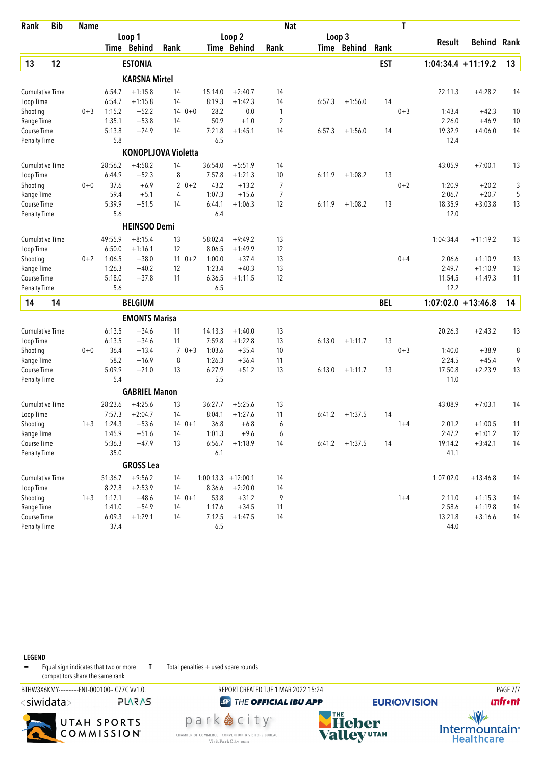| Rank | Bib | Name | Loop 1 Time | Loop 1 Behind | Loop 1 Rank | | Loop 2 Time | Loop 2 Behind | Loop 2 Rank | Nat | Loop 3 Time | Loop 3 Behind | Loop 3 Rank | T | Result | Behind | Rank |
|---|---|---|---|---|---|---|---|---|---|---|---|---|---|---|---|---|---|
| **13** | **12** | **ESTONIA** | | | | | | | | **EST** | | | | | **1:04:34.4** | **+11:19.2** | **13** |
| | | **KARSNA Mirtel** | | | | | | | | | | | | | | | |
| Cumulative Time | | | 6:54.7 | +1:15.8 | 14 | | 15:14.0 | +2:40.7 | 14 | | | | | | 22:11.3 | +4:28.2 | 14 |
| Loop Time | | | 6:54.7 | +1:15.8 | 14 | | 8:19.3 | +1:42.3 | 14 | | 6:57.3 | +1:56.0 | 14 | | | | |
| Shooting | | 0+3 | 1:15.2 | +52.2 | 14 | 0+0 | 28.2 | 0.0 | 1 | | | | | 0+3 | 1:43.4 | +42.3 | 10 |
| Range Time | | | 1:35.1 | +53.8 | 14 | | 50.9 | +1.0 | 2 | | | | | | 2:26.0 | +46.9 | 10 |
| Course Time | | | 5:13.8 | +24.9 | 14 | | 7:21.8 | +1:45.1 | 14 | | 6:57.3 | +1:56.0 | 14 | | 19:32.9 | +4:06.0 | 14 |
| Penalty Time | | | 5.8 | | | | 6.5 | | | | | | | | 12.4 | | |
| | | **KONOPLJOVA Violetta** | | | | | | | | | | | | | | | |
| Cumulative Time | | | 28:56.2 | +4:58.2 | 14 | | 36:54.0 | +5:51.9 | 14 | | | | | | 43:05.9 | +7:00.1 | 13 |
| Loop Time | | | 6:44.9 | +52.3 | 8 | | 7:57.8 | +1:21.3 | 10 | | 6:11.9 | +1:08.2 | 13 | | | | |
| Shooting | | 0+0 | 37.6 | +6.9 | 2 | 0+2 | 43.2 | +13.2 | 7 | | | | | 0+2 | 1:20.9 | +20.2 | 3 |
| Range Time | | | 59.4 | +5.1 | 4 | | 1:07.3 | +15.6 | 7 | | | | | | 2:06.7 | +20.7 | 5 |
| Course Time | | | 5:39.9 | +51.5 | 14 | | 6:44.1 | +1:06.3 | 12 | | 6:11.9 | +1:08.2 | 13 | | 18:35.9 | +3:03.8 | 13 |
| Penalty Time | | | 5.6 | | | | 6.4 | | | | | | | | 12.0 | | |
| | | **HEINSOO Demi** | | | | | | | | | | | | | | | |
| Cumulative Time | | | 49:55.9 | +8:15.4 | 13 | | 58:02.4 | +9:49.2 | 13 | | | | | | 1:04:34.4 | +11:19.2 | 13 |
| Loop Time | | | 6:50.0 | +1:16.1 | 12 | | 8:06.5 | +1:49.9 | 12 | | | | | | | | |
| Shooting | | 0+2 | 1:06.5 | +38.0 | 11 | 0+2 | 1:00.0 | +37.4 | 13 | | | | | 0+4 | 2:06.6 | +1:10.9 | 13 |
| Range Time | | | 1:26.3 | +40.2 | 12 | | 1:23.4 | +40.3 | 13 | | | | | | 2:49.7 | +1:10.9 | 13 |
| Course Time | | | 5:18.0 | +37.8 | 11 | | 6:36.5 | +1:11.5 | 12 | | | | | | 11:54.5 | +1:49.3 | 11 |
| Penalty Time | | | 5.6 | | | | 6.5 | | | | | | | | 12.2 | | |
| **14** | **14** | **BELGIUM** | | | | | | | | **BEL** | | | | | **1:07:02.0** | **+13:46.8** | **14** |
| | | **EMONTS Marisa** | | | | | | | | | | | | | | | |
| Cumulative Time | | | 6:13.5 | +34.6 | 11 | | 14:13.3 | +1:40.0 | 13 | | | | | | 20:26.3 | +2:43.2 | 13 |
| Loop Time | | | 6:13.5 | +34.6 | 11 | | 7:59.8 | +1:22.8 | 13 | | 6:13.0 | +1:11.7 | 13 | | | | |
| Shooting | | 0+0 | 36.4 | +13.4 | 7 | 0+3 | 1:03.6 | +35.4 | 10 | | | | | 0+3 | 1:40.0 | +38.9 | 8 |
| Range Time | | | 58.2 | +16.9 | 8 | | 1:26.3 | +36.4 | 11 | | | | | | 2:24.5 | +45.4 | 9 |
| Course Time | | | 5:09.9 | +21.0 | 13 | | 6:27.9 | +51.2 | 13 | | 6:13.0 | +1:11.7 | 13 | | 17:50.8 | +2:23.9 | 13 |
| Penalty Time | | | 5.4 | | | | 5.5 | | | | | | | | 11.0 | | |
| | | **GABRIEL Manon** | | | | | | | | | | | | | | | |
| Cumulative Time | | | 28:23.6 | +4:25.6 | 13 | | 36:27.7 | +5:25.6 | 13 | | | | | | 43:08.9 | +7:03.1 | 14 |
| Loop Time | | | 7:57.3 | +2:04.7 | 14 | | 8:04.1 | +1:27.6 | 11 | | 6:41.2 | +1:37.5 | 14 | | | | |
| Shooting | | 1+3 | 1:24.3 | +53.6 | 14 | 0+1 | 36.8 | +6.8 | 6 | | | | | 1+4 | 2:01.2 | +1:00.5 | 11 |
| Range Time | | | 1:45.9 | +51.6 | 14 | | 1:01.3 | +9.6 | 6 | | | | | | 2:47.2 | +1:01.2 | 12 |
| Course Time | | | 5:36.3 | +47.9 | 13 | | 6:56.7 | +1:18.9 | 14 | | 6:41.2 | +1:37.5 | 14 | | 19:14.2 | +3:42.1 | 14 |
| Penalty Time | | | 35.0 | | | | 6.1 | | | | | | | | 41.1 | | |
| | | **GROSS Lea** | | | | | | | | | | | | | | | |
| Cumulative Time | | | 51:36.7 | +9:56.2 | 14 | | 1:00:13.3 | +12:00.1 | 14 | | | | | | 1:07:02.0 | +13:46.8 | 14 |
| Loop Time | | | 8:27.8 | +2:53.9 | 14 | | 8:36.6 | +2:20.0 | 14 | | | | | | | | |
| Shooting | | 1+3 | 1:17.1 | +48.6 | 14 | 0+1 | 53.8 | +31.2 | 9 | | | | | 1+4 | 2:11.0 | +1:15.3 | 14 |
| Range Time | | | 1:41.0 | +54.9 | 14 | | 1:17.6 | +34.5 | 11 | | | | | | 2:58.6 | +1:19.8 | 14 |
| Course Time | | | 6:09.3 | +1:29.1 | 14 | | 7:12.5 | +1:47.5 | 14 | | | | | | 13:21.8 | +3:16.6 | 14 |
| Penalty Time | | | 37.4 | | | | 6.5 | | | | | | | | 44.0 | | |

**LEGEND**

= Equal sign indicates that two or more competitors share the same rank

T Total penalties + used spare rounds

BTHW3X6KMY-----------FNL-000100-- C77C Vv1.0. REPORT CREATED TUE 1 MAR 2022 15:24